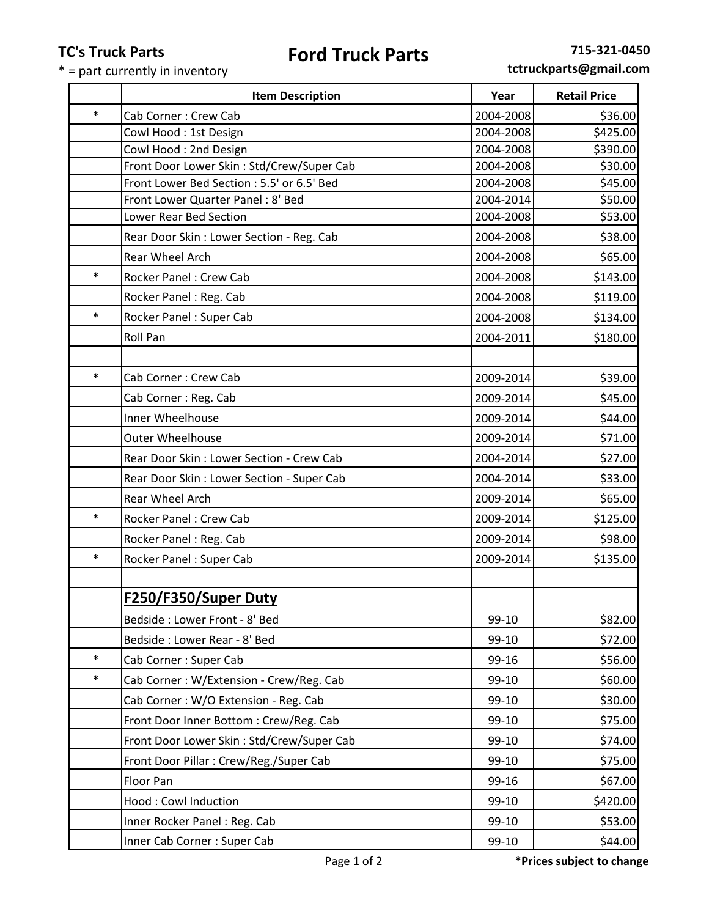**TC's Truck Parts**

\* = part currently in inventory

# Ford Truck Parts

**715-321-0450**

**tctruckparts@gmail.com**

| | Item Description | Year | Retail Price |
|---|---|---|---|
| * | Cab Corner : Crew Cab | 2004-2008 | $36.00 |
| | Cowl Hood : 1st Design | 2004-2008 | $425.00 |
| | Cowl Hood : 2nd Design | 2004-2008 | $390.00 |
| | Front Door Lower Skin : Std/Crew/Super Cab | 2004-2008 | $30.00 |
| | Front Lower Bed Section : 5.5' or 6.5' Bed | 2004-2008 | $45.00 |
| | Front Lower Quarter Panel : 8' Bed | 2004-2014 | $50.00 |
| | Lower Rear Bed Section | 2004-2008 | $53.00 |
| | Rear Door Skin : Lower Section - Reg. Cab | 2004-2008 | $38.00 |
| | Rear Wheel Arch | 2004-2008 | $65.00 |
| * | Rocker Panel : Crew Cab | 2004-2008 | $143.00 |
| | Rocker Panel : Reg. Cab | 2004-2008 | $119.00 |
| * | Rocker Panel : Super Cab | 2004-2008 | $134.00 |
| | Roll Pan | 2004-2011 | $180.00 |
| | | | |
| * | Cab Corner : Crew Cab | 2009-2014 | $39.00 |
| | Cab Corner : Reg. Cab | 2009-2014 | $45.00 |
| | Inner Wheelhouse | 2009-2014 | $44.00 |
| | Outer Wheelhouse | 2009-2014 | $71.00 |
| | Rear Door Skin : Lower Section - Crew Cab | 2004-2014 | $27.00 |
| | Rear Door Skin : Lower Section - Super Cab | 2004-2014 | $33.00 |
| | Rear Wheel Arch | 2009-2014 | $65.00 |
| * | Rocker Panel : Crew Cab | 2009-2014 | $125.00 |
| | Rocker Panel : Reg. Cab | 2009-2014 | $98.00 |
| * | Rocker Panel : Super Cab | 2009-2014 | $135.00 |
| | | | |
| | **F250/F350/Super Duty** | | |
| | Bedside : Lower Front - 8' Bed | 99-10 | $82.00 |
| | Bedside : Lower Rear - 8' Bed | 99-10 | $72.00 |
| * | Cab Corner : Super Cab | 99-16 | $56.00 |
| * | Cab Corner : W/Extension - Crew/Reg. Cab | 99-10 | $60.00 |
| | Cab Corner : W/O Extension - Reg. Cab | 99-10 | $30.00 |
| | Front Door Inner Bottom : Crew/Reg. Cab | 99-10 | $75.00 |
| | Front Door Lower Skin : Std/Crew/Super Cab | 99-10 | $74.00 |
| | Front Door Pillar : Crew/Reg./Super Cab | 99-10 | $75.00 |
| | Floor Pan | 99-16 | $67.00 |
| | Hood : Cowl Induction | 99-10 | $420.00 |
| | Inner Rocker Panel : Reg. Cab | 99-10 | $53.00 |
| | Inner Cab Corner : Super Cab | 99-10 | $44.00 |

**\*Prices subject to change**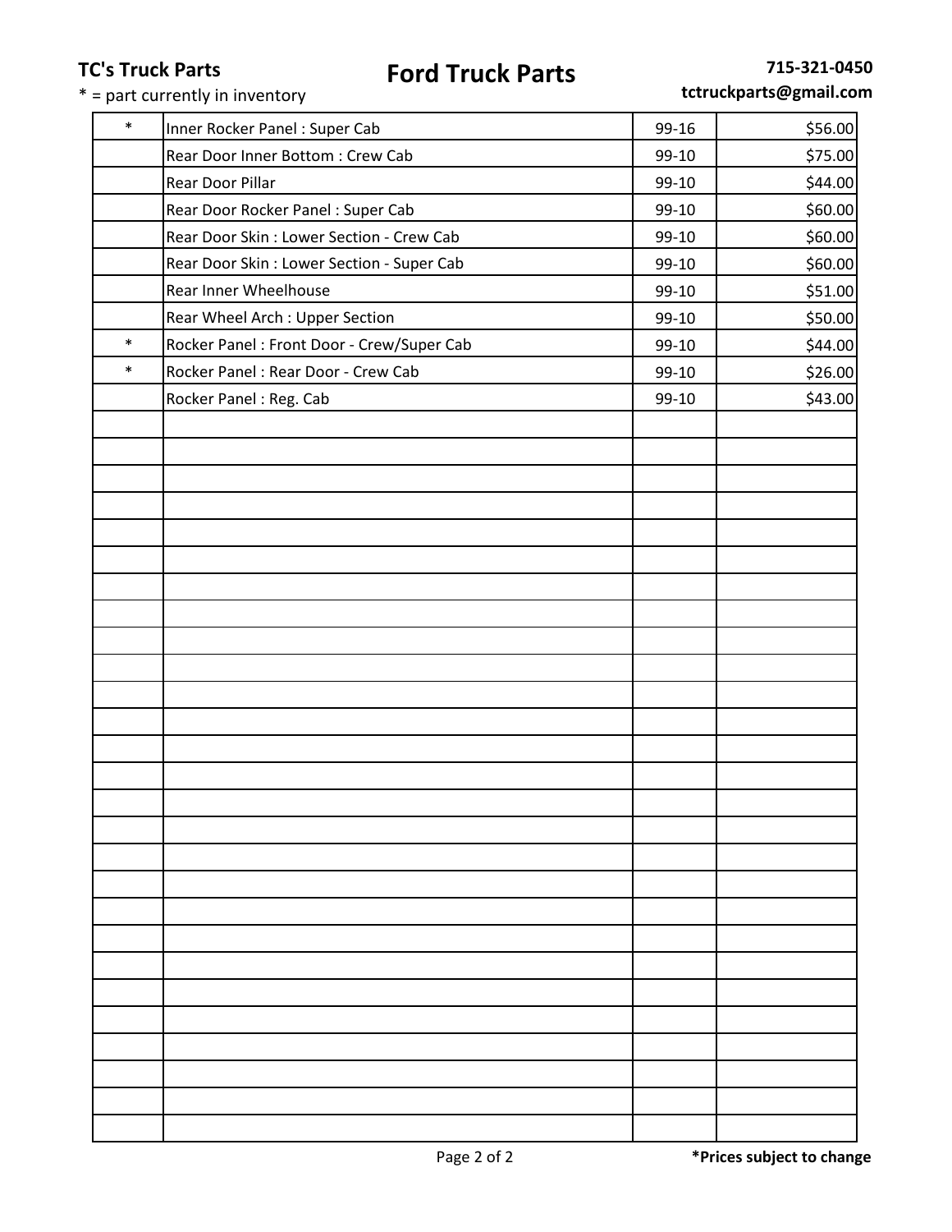**TC's Truck Parts**

* = part currently in inventory

# Ford Truck Parts

**715-321-0450**
**tctruckparts@gmail.com**

| | | | |
|---|---|---|---|
| * | Inner Rocker Panel : Super Cab | 99-16 | $56.00 |
| | Rear Door Inner Bottom : Crew Cab | 99-10 | $75.00 |
| | Rear Door Pillar | 99-10 | $44.00 |
| | Rear Door Rocker Panel : Super Cab | 99-10 | $60.00 |
| | Rear Door Skin : Lower Section - Crew Cab | 99-10 | $60.00 |
| | Rear Door Skin : Lower Section - Super Cab | 99-10 | $60.00 |
| | Rear Inner Wheelhouse | 99-10 | $51.00 |
| | Rear Wheel Arch : Upper Section | 99-10 | $50.00 |
| * | Rocker Panel : Front Door - Crew/Super Cab | 99-10 | $44.00 |
| * | Rocker Panel : Rear Door - Crew Cab | 99-10 | $26.00 |
| | Rocker Panel : Reg. Cab | 99-10 | $43.00 |

***Prices subject to change**